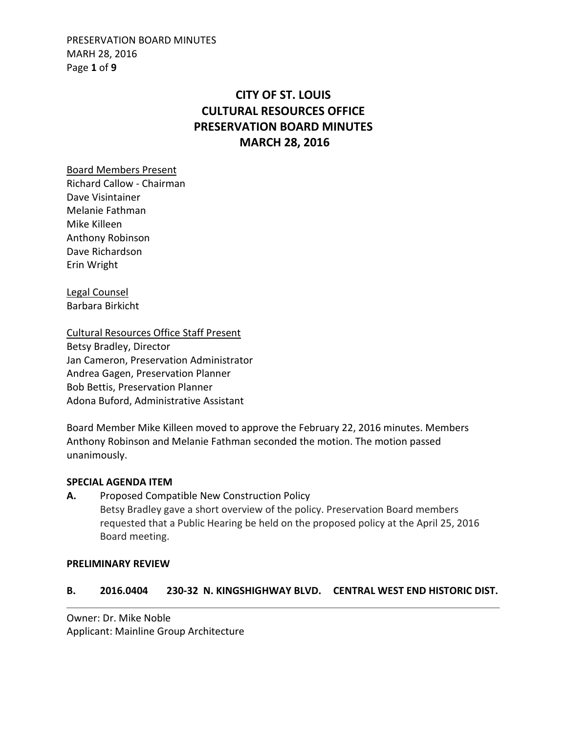# CITY OF ST. LOUIS
# CULTURAL RESOURCES OFFICE
# PRESERVATION BOARD MINUTES
# MARCH 28, 2016

Board Members Present
Richard Callow - Chairman
Dave Visintainer
Melanie Fathman
Mike Killeen
Anthony Robinson
Dave Richardson
Erin Wright

Legal Counsel
Barbara Birkicht

Cultural Resources Office Staff Present
Betsy Bradley, Director
Jan Cameron, Preservation Administrator
Andrea Gagen, Preservation Planner
Bob Bettis, Preservation Planner
Adona Buford, Administrative Assistant

Board Member Mike Killeen moved to approve the February 22, 2016 minutes. Members Anthony Robinson and Melanie Fathman seconded the motion. The motion passed unanimously.

**SPECIAL AGENDA ITEM**

**A.** Proposed Compatible New Construction Policy
Betsy Bradley gave a short overview of the policy. Preservation Board members requested that a Public Hearing be held on the proposed policy at the April 25, 2016 Board meeting.

**PRELIMINARY REVIEW**

**B. 2016.0404 230-32 N. KINGSHIGHWAY BLVD. CENTRAL WEST END HISTORIC DIST.**

Owner: Dr. Mike Noble
Applicant: Mainline Group Architecture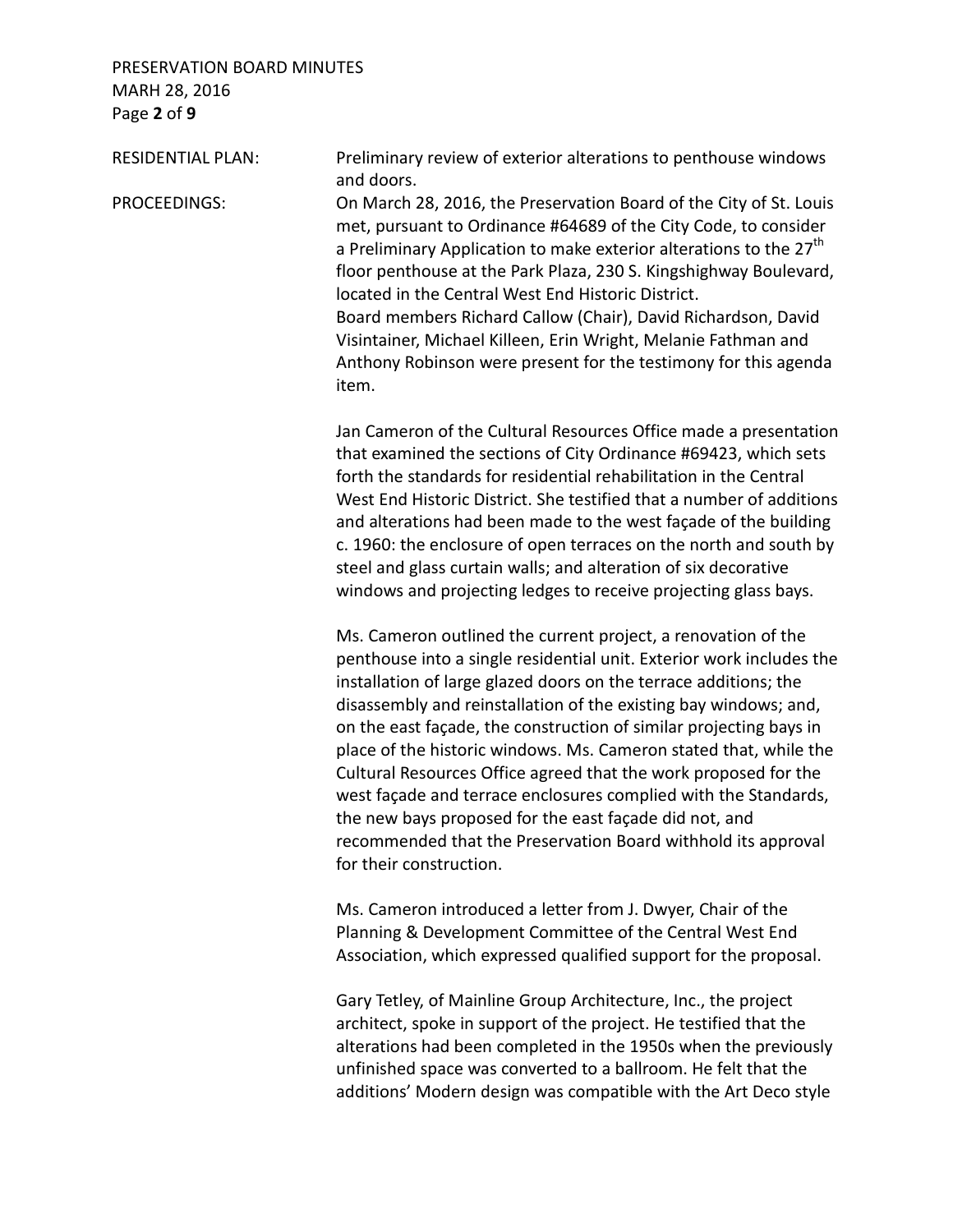RESIDENTIAL PLAN: Preliminary review of exterior alterations to penthouse windows and doors.

PROCEEDINGS: On March 28, 2016, the Preservation Board of the City of St. Louis met, pursuant to Ordinance #64689 of the City Code, to consider a Preliminary Application to make exterior alterations to the 27th floor penthouse at the Park Plaza, 230 S. Kingshighway Boulevard, located in the Central West End Historic District.

Board members Richard Callow (Chair), David Richardson, David Visintainer, Michael Killeen, Erin Wright, Melanie Fathman and Anthony Robinson were present for the testimony for this agenda item.

Jan Cameron of the Cultural Resources Office made a presentation that examined the sections of City Ordinance #69423, which sets forth the standards for residential rehabilitation in the Central West End Historic District. She testified that a number of additions and alterations had been made to the west façade of the building c. 1960: the enclosure of open terraces on the north and south by steel and glass curtain walls; and alteration of six decorative windows and projecting ledges to receive projecting glass bays.

Ms. Cameron outlined the current project, a renovation of the penthouse into a single residential unit. Exterior work includes the installation of large glazed doors on the terrace additions; the disassembly and reinstallation of the existing bay windows; and, on the east façade, the construction of similar projecting bays in place of the historic windows. Ms. Cameron stated that, while the Cultural Resources Office agreed that the work proposed for the west façade and terrace enclosures complied with the Standards, the new bays proposed for the east façade did not, and recommended that the Preservation Board withhold its approval for their construction.

Ms. Cameron introduced a letter from J. Dwyer, Chair of the Planning & Development Committee of the Central West End Association, which expressed qualified support for the proposal.

Gary Tetley, of Mainline Group Architecture, Inc., the project architect, spoke in support of the project. He testified that the alterations had been completed in the 1950s when the previously unfinished space was converted to a ballroom. He felt that the additions' Modern design was compatible with the Art Deco style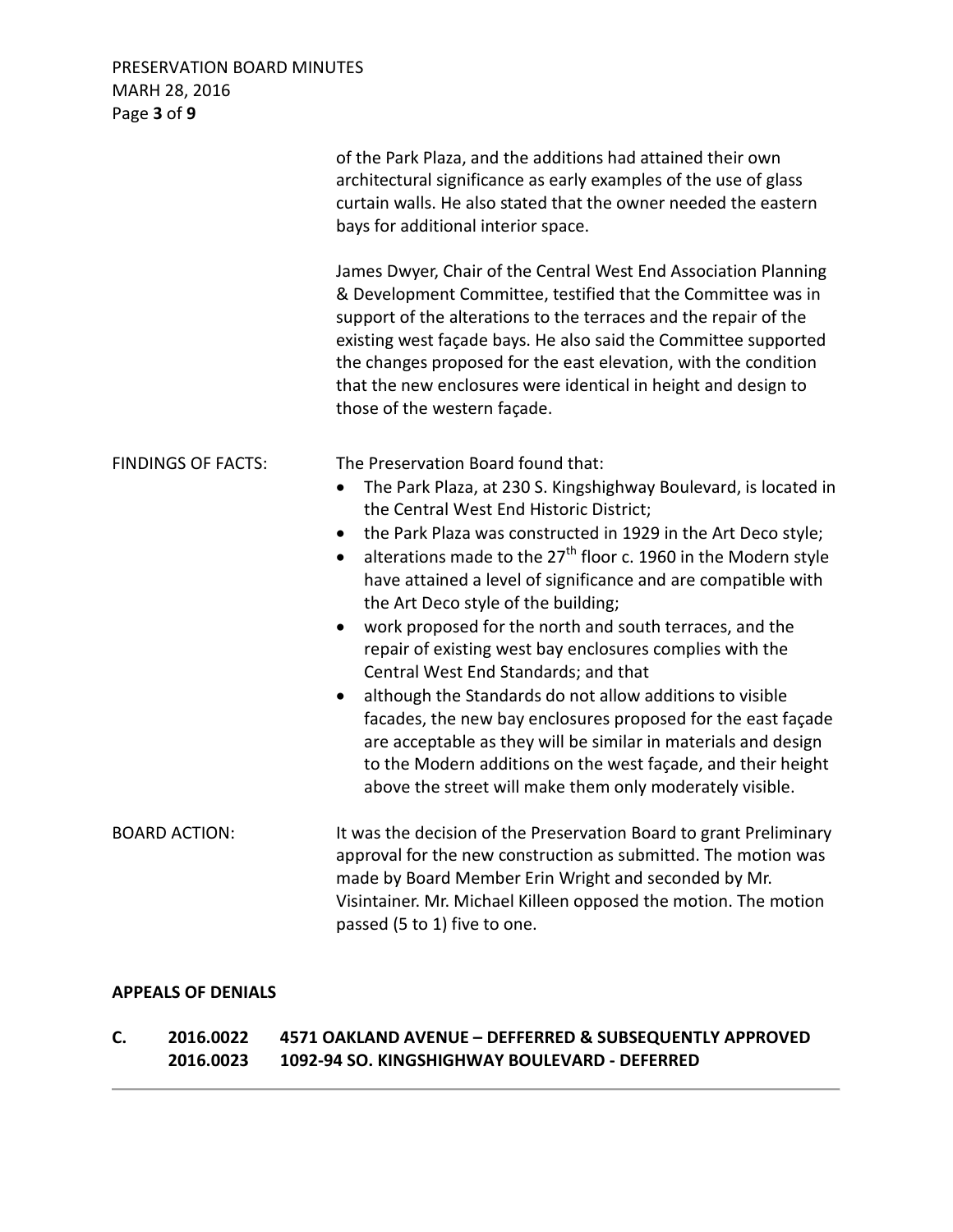of the Park Plaza, and the additions had attained their own architectural significance as early examples of the use of glass curtain walls. He also stated that the owner needed the eastern bays for additional interior space.

James Dwyer, Chair of the Central West End Association Planning & Development Committee, testified that the Committee was in support of the alterations to the terraces and the repair of the existing west façade bays. He also said the Committee supported the changes proposed for the east elevation, with the condition that the new enclosures were identical in height and design to those of the western façade.

FINDINGS OF FACTS: The Preservation Board found that:

- The Park Plaza, at 230 S. Kingshighway Boulevard, is located in the Central West End Historic District;
- the Park Plaza was constructed in 1929 in the Art Deco style;
- alterations made to the 27th floor c. 1960 in the Modern style have attained a level of significance and are compatible with the Art Deco style of the building;
- work proposed for the north and south terraces, and the repair of existing west bay enclosures complies with the Central West End Standards; and that
- although the Standards do not allow additions to visible facades, the new bay enclosures proposed for the east façade are acceptable as they will be similar in materials and design to the Modern additions on the west façade, and their height above the street will make them only moderately visible.

BOARD ACTION: It was the decision of the Preservation Board to grant Preliminary approval for the new construction as submitted. The motion was made by Board Member Erin Wright and seconded by Mr. Visintainer. Mr. Michael Killeen opposed the motion. The motion passed (5 to 1) five to one.

**APPEALS OF DENIALS**

**C. 2016.0022 4571 OAKLAND AVENUE – DEFFERRED & SUBSEQUENTLY APPROVED**
**2016.0023 1092-94 SO. KINGSHIGHWAY BOULEVARD - DEFERRED**

---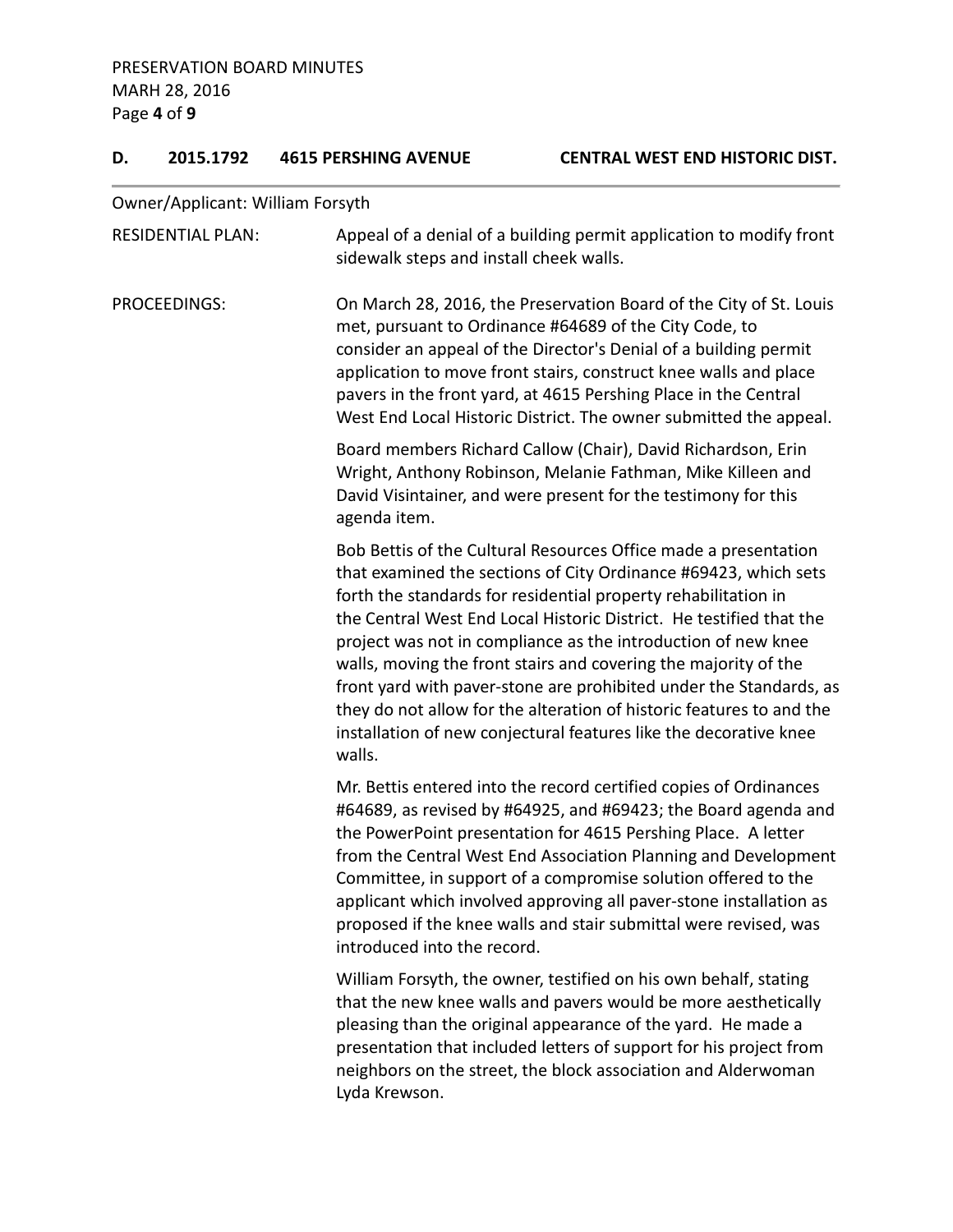## D. 2015.1792 4615 PERSHING AVENUE CENTRAL WEST END HISTORIC DIST.

Owner/Applicant: William Forsyth

RESIDENTIAL PLAN: Appeal of a denial of a building permit application to modify front sidewalk steps and install cheek walls.

PROCEEDINGS: On March 28, 2016, the Preservation Board of the City of St. Louis met, pursuant to Ordinance #64689 of the City Code, to consider an appeal of the Director's Denial of a building permit application to move front stairs, construct knee walls and place pavers in the front yard, at 4615 Pershing Place in the Central West End Local Historic District. The owner submitted the appeal.

Board members Richard Callow (Chair), David Richardson, Erin Wright, Anthony Robinson, Melanie Fathman, Mike Killeen and David Visintainer, and were present for the testimony for this agenda item.

Bob Bettis of the Cultural Resources Office made a presentation that examined the sections of City Ordinance #69423, which sets forth the standards for residential property rehabilitation in the Central West End Local Historic District. He testified that the project was not in compliance as the introduction of new knee walls, moving the front stairs and covering the majority of the front yard with paver-stone are prohibited under the Standards, as they do not allow for the alteration of historic features to and the installation of new conjectural features like the decorative knee walls.

Mr. Bettis entered into the record certified copies of Ordinances #64689, as revised by #64925, and #69423; the Board agenda and the PowerPoint presentation for 4615 Pershing Place. A letter from the Central West End Association Planning and Development Committee, in support of a compromise solution offered to the applicant which involved approving all paver-stone installation as proposed if the knee walls and stair submittal were revised, was introduced into the record.

William Forsyth, the owner, testified on his own behalf, stating that the new knee walls and pavers would be more aesthetically pleasing than the original appearance of the yard. He made a presentation that included letters of support for his project from neighbors on the street, the block association and Alderwoman Lyda Krewson.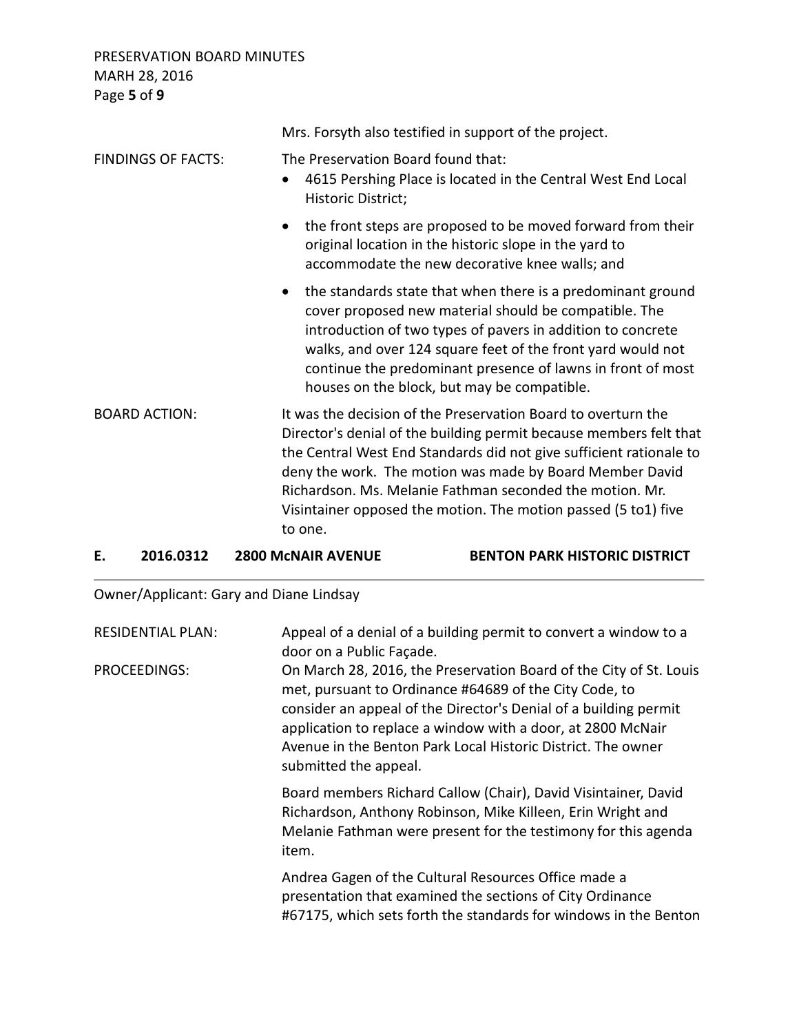Mrs. Forsyth also testified in support of the project.

FINDINGS OF FACTS: The Preservation Board found that:

- 4615 Pershing Place is located in the Central West End Local Historic District;
- the front steps are proposed to be moved forward from their original location in the historic slope in the yard to accommodate the new decorative knee walls; and
- the standards state that when there is a predominant ground cover proposed new material should be compatible. The introduction of two types of pavers in addition to concrete walks, and over 124 square feet of the front yard would not continue the predominant presence of lawns in front of most houses on the block, but may be compatible.

BOARD ACTION: It was the decision of the Preservation Board to overturn the Director's denial of the building permit because members felt that the Central West End Standards did not give sufficient rationale to deny the work. The motion was made by Board Member David Richardson. Ms. Melanie Fathman seconded the motion. Mr. Visintainer opposed the motion. The motion passed (5 to1) five to one.

## E. 2016.0312 2800 McNAIR AVENUE BENTON PARK HISTORIC DISTRICT

Owner/Applicant: Gary and Diane Lindsay

RESIDENTIAL PLAN: Appeal of a denial of a building permit to convert a window to a door on a Public Façade.

PROCEEDINGS: On March 28, 2016, the Preservation Board of the City of St. Louis met, pursuant to Ordinance #64689 of the City Code, to consider an appeal of the Director's Denial of a building permit application to replace a window with a door, at 2800 McNair Avenue in the Benton Park Local Historic District. The owner submitted the appeal.

Board members Richard Callow (Chair), David Visintainer, David Richardson, Anthony Robinson, Mike Killeen, Erin Wright and Melanie Fathman were present for the testimony for this agenda item.

Andrea Gagen of the Cultural Resources Office made a presentation that examined the sections of City Ordinance #67175, which sets forth the standards for windows in the Benton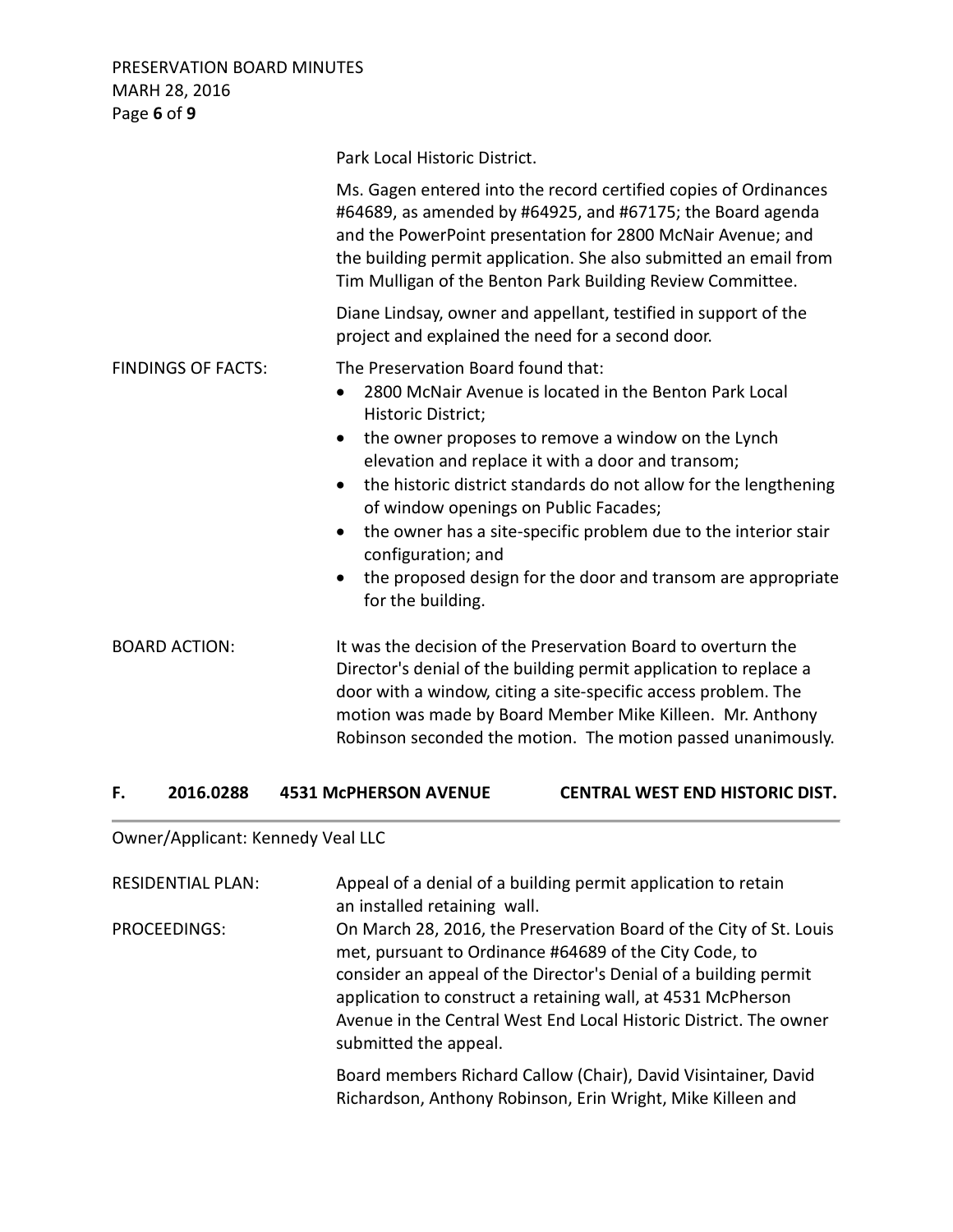Park Local Historic District.

Ms. Gagen entered into the record certified copies of Ordinances #64689, as amended by #64925, and #67175; the Board agenda and the PowerPoint presentation for 2800 McNair Avenue; and the building permit application. She also submitted an email from Tim Mulligan of the Benton Park Building Review Committee.

Diane Lindsay, owner and appellant, testified in support of the project and explained the need for a second door.

FINDINGS OF FACTS: The Preservation Board found that:

- 2800 McNair Avenue is located in the Benton Park Local Historic District;
- the owner proposes to remove a window on the Lynch elevation and replace it with a door and transom;
- the historic district standards do not allow for the lengthening of window openings on Public Facades;
- the owner has a site-specific problem due to the interior stair configuration; and
- the proposed design for the door and transom are appropriate for the building.

BOARD ACTION: It was the decision of the Preservation Board to overturn the Director's denial of the building permit application to replace a door with a window, citing a site-specific access problem. The motion was made by Board Member Mike Killeen. Mr. Anthony Robinson seconded the motion. The motion passed unanimously.

## F. 2016.0288 4531 McPHERSON AVENUE CENTRAL WEST END HISTORIC DIST.

Owner/Applicant: Kennedy Veal LLC

RESIDENTIAL PLAN: Appeal of a denial of a building permit application to retain an installed retaining wall.

PROCEEDINGS: On March 28, 2016, the Preservation Board of the City of St. Louis met, pursuant to Ordinance #64689 of the City Code, to consider an appeal of the Director's Denial of a building permit application to construct a retaining wall, at 4531 McPherson Avenue in the Central West End Local Historic District. The owner submitted the appeal.

Board members Richard Callow (Chair), David Visintainer, David Richardson, Anthony Robinson, Erin Wright, Mike Killeen and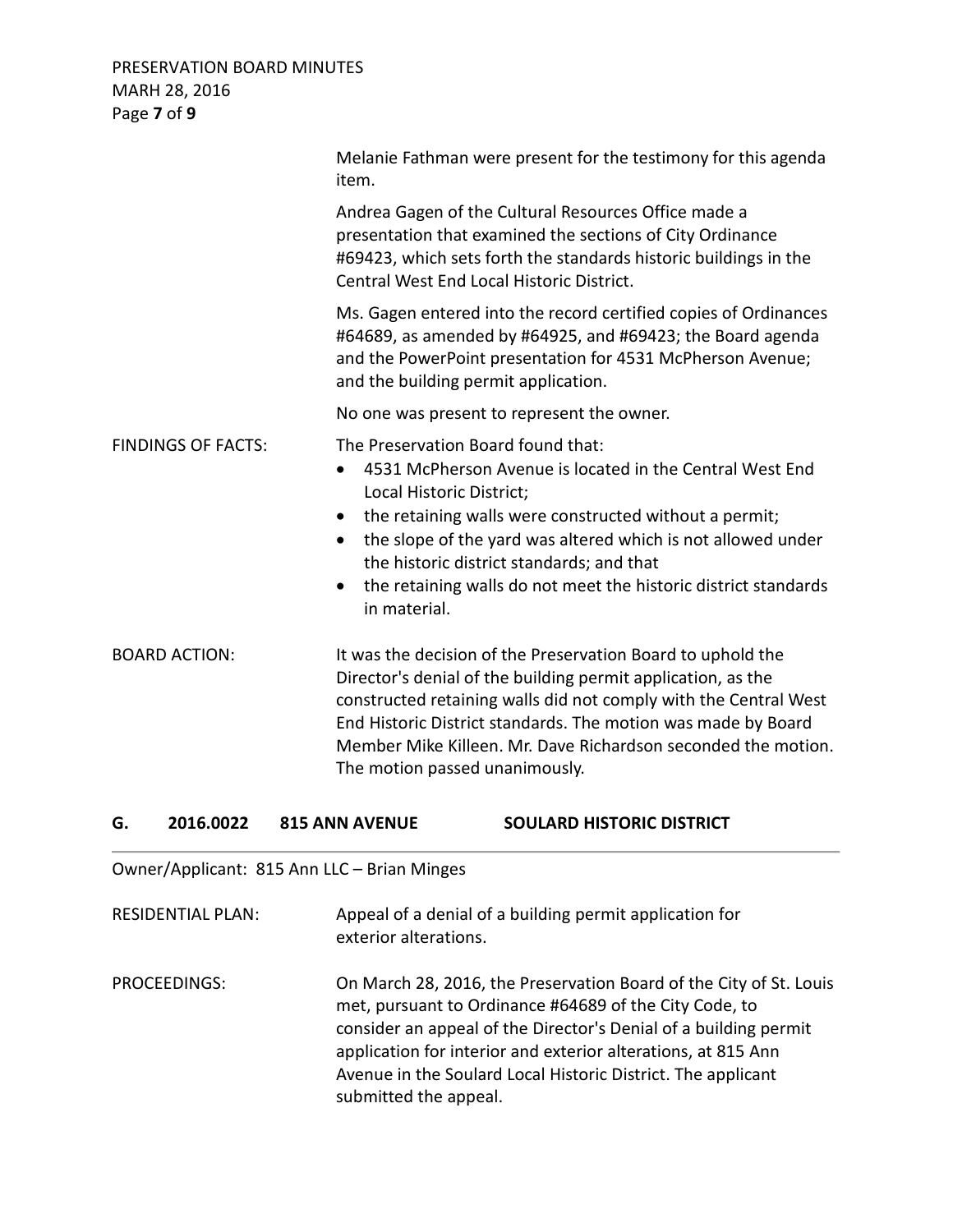Melanie Fathman were present for the testimony for this agenda item.

Andrea Gagen of the Cultural Resources Office made a presentation that examined the sections of City Ordinance #69423, which sets forth the standards historic buildings in the Central West End Local Historic District.

Ms. Gagen entered into the record certified copies of Ordinances #64689, as amended by #64925, and #69423; the Board agenda and the PowerPoint presentation for 4531 McPherson Avenue; and the building permit application.

No one was present to represent the owner.

FINDINGS OF FACTS: The Preservation Board found that:

- 4531 McPherson Avenue is located in the Central West End Local Historic District;
- the retaining walls were constructed without a permit;
- the slope of the yard was altered which is not allowed under the historic district standards; and that
- the retaining walls do not meet the historic district standards in material.

BOARD ACTION: It was the decision of the Preservation Board to uphold the Director's denial of the building permit application, as the constructed retaining walls did not comply with the Central West End Historic District standards. The motion was made by Board Member Mike Killeen. Mr. Dave Richardson seconded the motion. The motion passed unanimously.

## G. 2016.0022 815 ANN AVENUE SOULARD HISTORIC DISTRICT

Owner/Applicant: 815 Ann LLC – Brian Minges

RESIDENTIAL PLAN: Appeal of a denial of a building permit application for exterior alterations.

PROCEEDINGS: On March 28, 2016, the Preservation Board of the City of St. Louis met, pursuant to Ordinance #64689 of the City Code, to consider an appeal of the Director's Denial of a building permit application for interior and exterior alterations, at 815 Ann Avenue in the Soulard Local Historic District. The applicant submitted the appeal.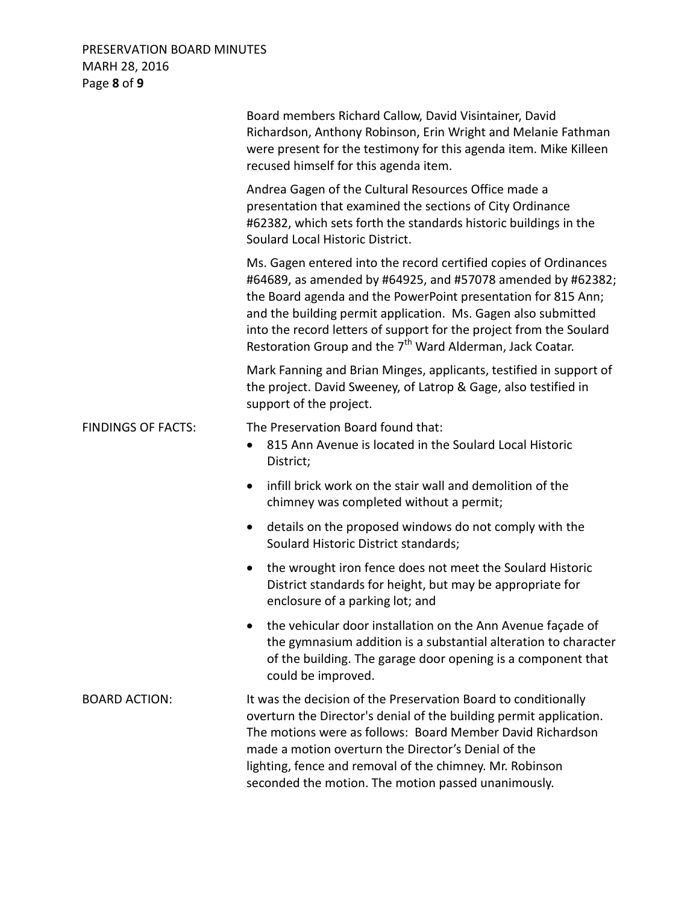Board members Richard Callow, David Visintainer, David Richardson, Anthony Robinson, Erin Wright and Melanie Fathman were present for the testimony for this agenda item. Mike Killeen recused himself for this agenda item.

Andrea Gagen of the Cultural Resources Office made a presentation that examined the sections of City Ordinance #62382, which sets forth the standards historic buildings in the Soulard Local Historic District.

Ms. Gagen entered into the record certified copies of Ordinances #64689, as amended by #64925, and #57078 amended by #62382; the Board agenda and the PowerPoint presentation for 815 Ann; and the building permit application. Ms. Gagen also submitted into the record letters of support for the project from the Soulard Restoration Group and the 7th Ward Alderman, Jack Coatar.

Mark Fanning and Brian Minges, applicants, testified in support of the project. David Sweeney, of Latrop & Gage, also testified in support of the project.

FINDINGS OF FACTS:

The Preservation Board found that:

- 815 Ann Avenue is located in the Soulard Local Historic District;
- infill brick work on the stair wall and demolition of the chimney was completed without a permit;
- details on the proposed windows do not comply with the Soulard Historic District standards;
- the wrought iron fence does not meet the Soulard Historic District standards for height, but may be appropriate for enclosure of a parking lot; and
- the vehicular door installation on the Ann Avenue façade of the gymnasium addition is a substantial alteration to character of the building. The garage door opening is a component that could be improved.

BOARD ACTION:

It was the decision of the Preservation Board to conditionally overturn the Director's denial of the building permit application. The motions were as follows: Board Member David Richardson made a motion overturn the Director's Denial of the lighting, fence and removal of the chimney. Mr. Robinson seconded the motion. The motion passed unanimously.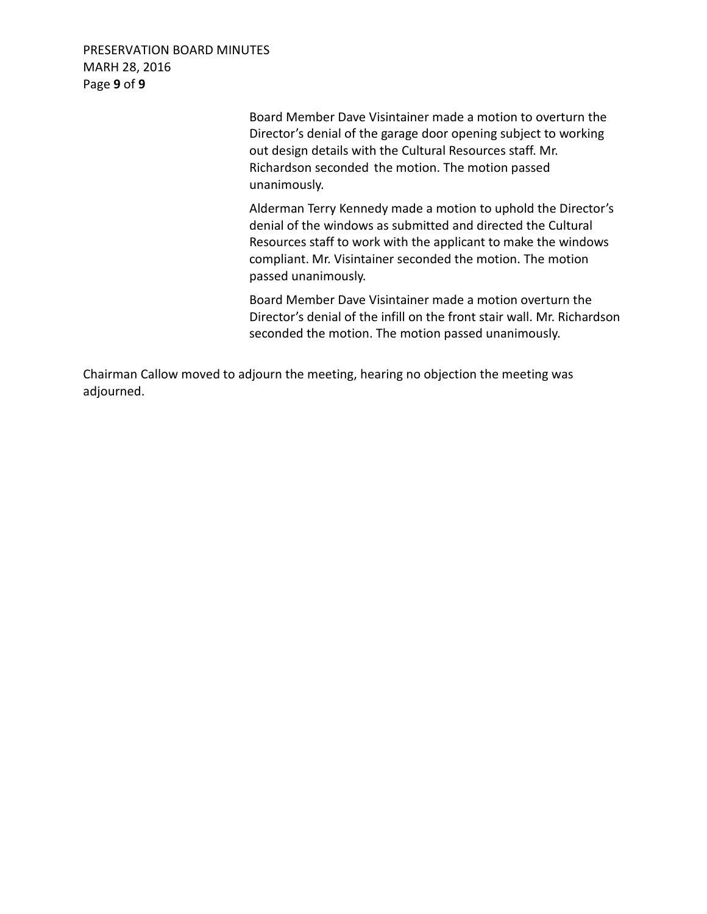Board Member Dave Visintainer made a motion to overturn the Director's denial of the garage door opening subject to working out design details with the Cultural Resources staff. Mr. Richardson seconded the motion. The motion passed unanimously.

Alderman Terry Kennedy made a motion to uphold the Director's denial of the windows as submitted and directed the Cultural Resources staff to work with the applicant to make the windows compliant. Mr. Visintainer seconded the motion. The motion passed unanimously.

Board Member Dave Visintainer made a motion overturn the Director's denial of the infill on the front stair wall. Mr. Richardson seconded the motion. The motion passed unanimously.

Chairman Callow moved to adjourn the meeting, hearing no objection the meeting was adjourned.